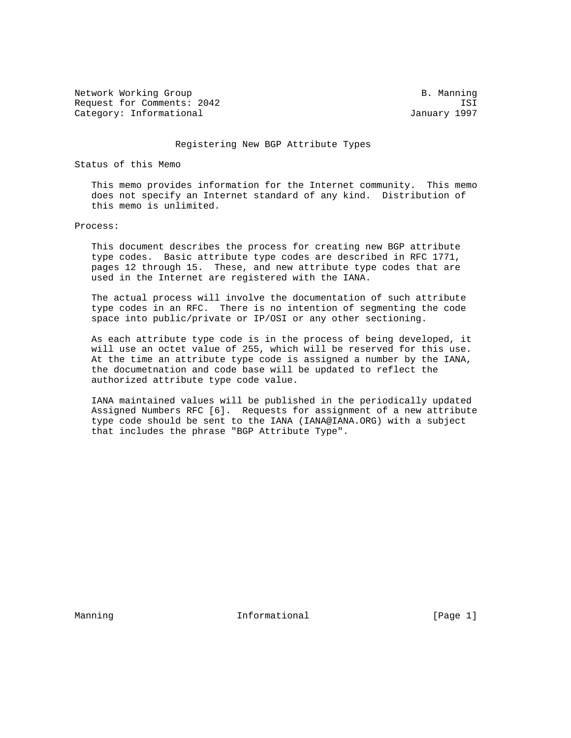Network Working Group B. Manning
Request for Comments: 2042 ISI
Category: Informational January 1997

# Registering New BGP Attribute Types

## Status of this Memo

This memo provides information for the Internet community. This memo does not specify an Internet standard of any kind. Distribution of this memo is unlimited.

## Process:

This document describes the process for creating new BGP attribute type codes. Basic attribute type codes are described in RFC 1771, pages 12 through 15. These, and new attribute type codes that are used in the Internet are registered with the IANA.

The actual process will involve the documentation of such attribute type codes in an RFC. There is no intention of segmenting the code space into public/private or IP/OSI or any other sectioning.

As each attribute type code is in the process of being developed, it will use an octet value of 255, which will be reserved for this use. At the time an attribute type code is assigned a number by the IANA, the documetnation and code base will be updated to reflect the authorized attribute type code value.

IANA maintained values will be published in the periodically updated Assigned Numbers RFC [6]. Requests for assignment of a new attribute type code should be sent to the IANA (IANA@IANA.ORG) with a subject that includes the phrase "BGP Attribute Type".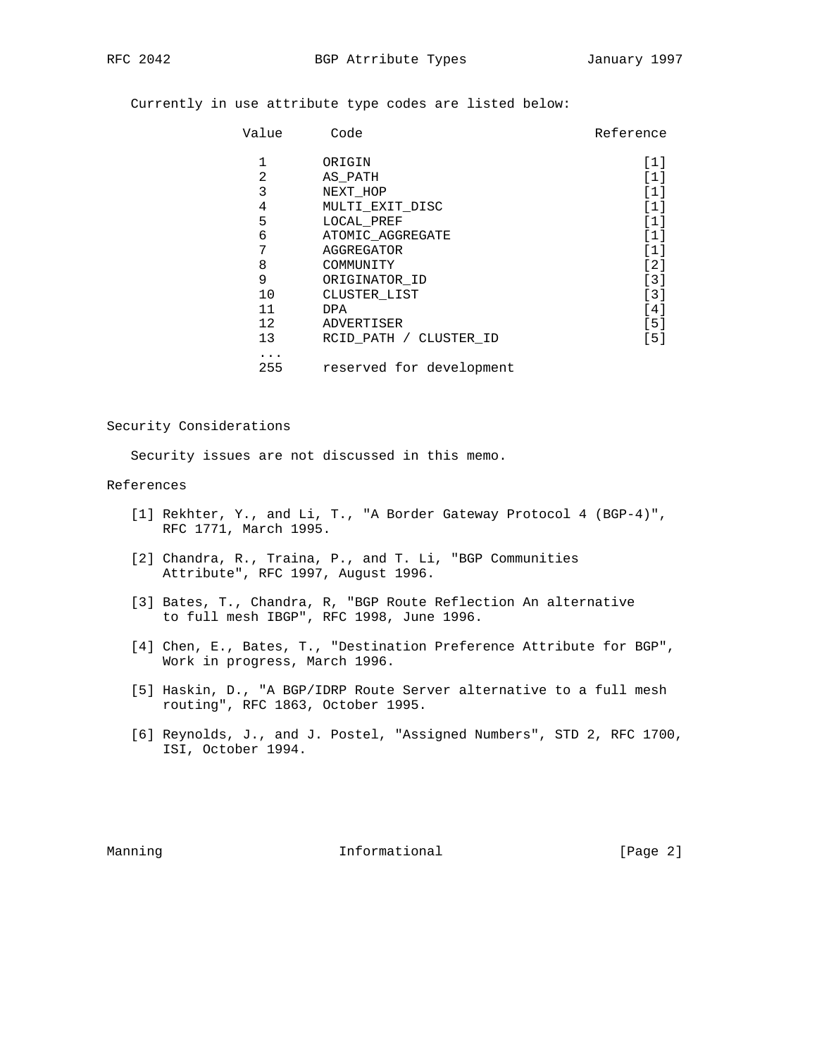Currently in use attribute type codes are listed below:

| Value | Code | Reference |
|---|---|---|
| 1 | ORIGIN | [1] |
| 2 | AS_PATH | [1] |
| 3 | NEXT_HOP | [1] |
| 4 | MULTI_EXIT_DISC | [1] |
| 5 | LOCAL_PREF | [1] |
| 6 | ATOMIC_AGGREGATE | [1] |
| 7 | AGGREGATOR | [1] |
| 8 | COMMUNITY | [2] |
| 9 | ORIGINATOR_ID | [3] |
| 10 | CLUSTER_LIST | [3] |
| 11 | DPA | [4] |
| 12 | ADVERTISER | [5] |
| 13 | RCID_PATH / CLUSTER_ID | [5] |
| ... | | |
| 255 | reserved for development | |

## Security Considerations

Security issues are not discussed in this memo.

## References

[1] Rekhter, Y., and Li, T., "A Border Gateway Protocol 4 (BGP-4)", RFC 1771, March 1995.

[2] Chandra, R., Traina, P., and T. Li, "BGP Communities Attribute", RFC 1997, August 1996.

[3] Bates, T., Chandra, R, "BGP Route Reflection An alternative to full mesh IBGP", RFC 1998, June 1996.

[4] Chen, E., Bates, T., "Destination Preference Attribute for BGP", Work in progress, March 1996.

[5] Haskin, D., "A BGP/IDRP Route Server alternative to a full mesh routing", RFC 1863, October 1995.

[6] Reynolds, J., and J. Postel, "Assigned Numbers", STD 2, RFC 1700, ISI, October 1994.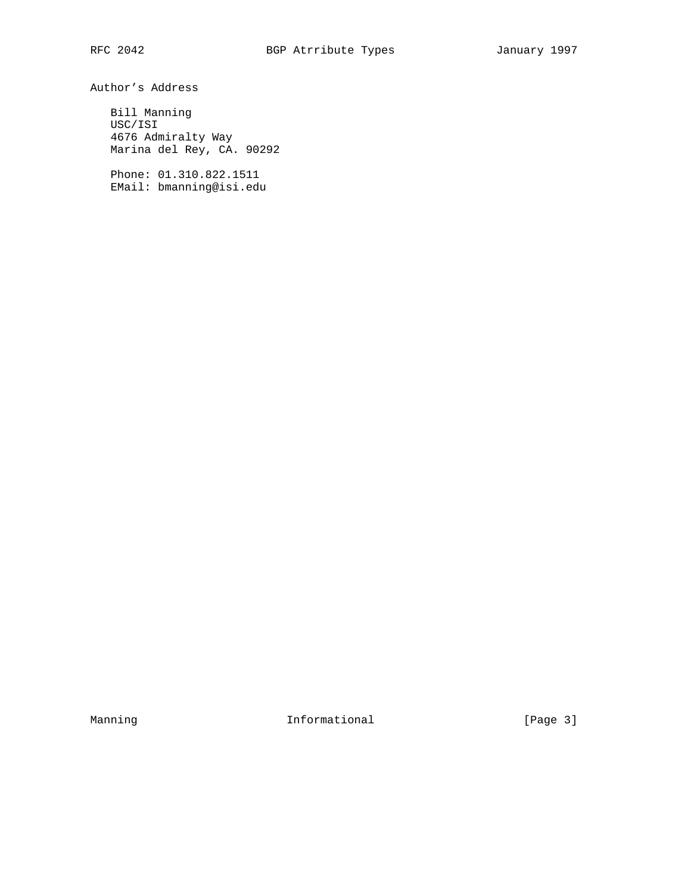## Author's Address

Bill Manning
USC/ISI
4676 Admiralty Way
Marina del Rey, CA. 90292

Phone: 01.310.822.1511
EMail: bmanning@isi.edu